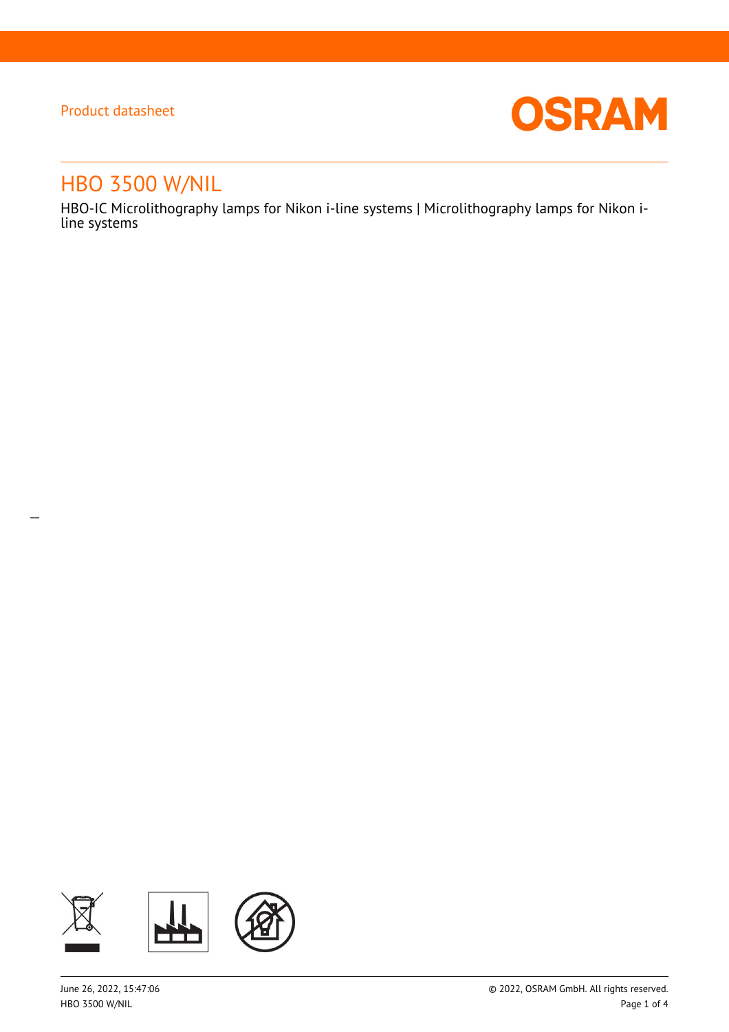Product datasheet

# HBO 3500 W/NIL

HBO-IC Microlithography lamps for Nikon i-line systems | Microlithography lamps for Nikon i-line systems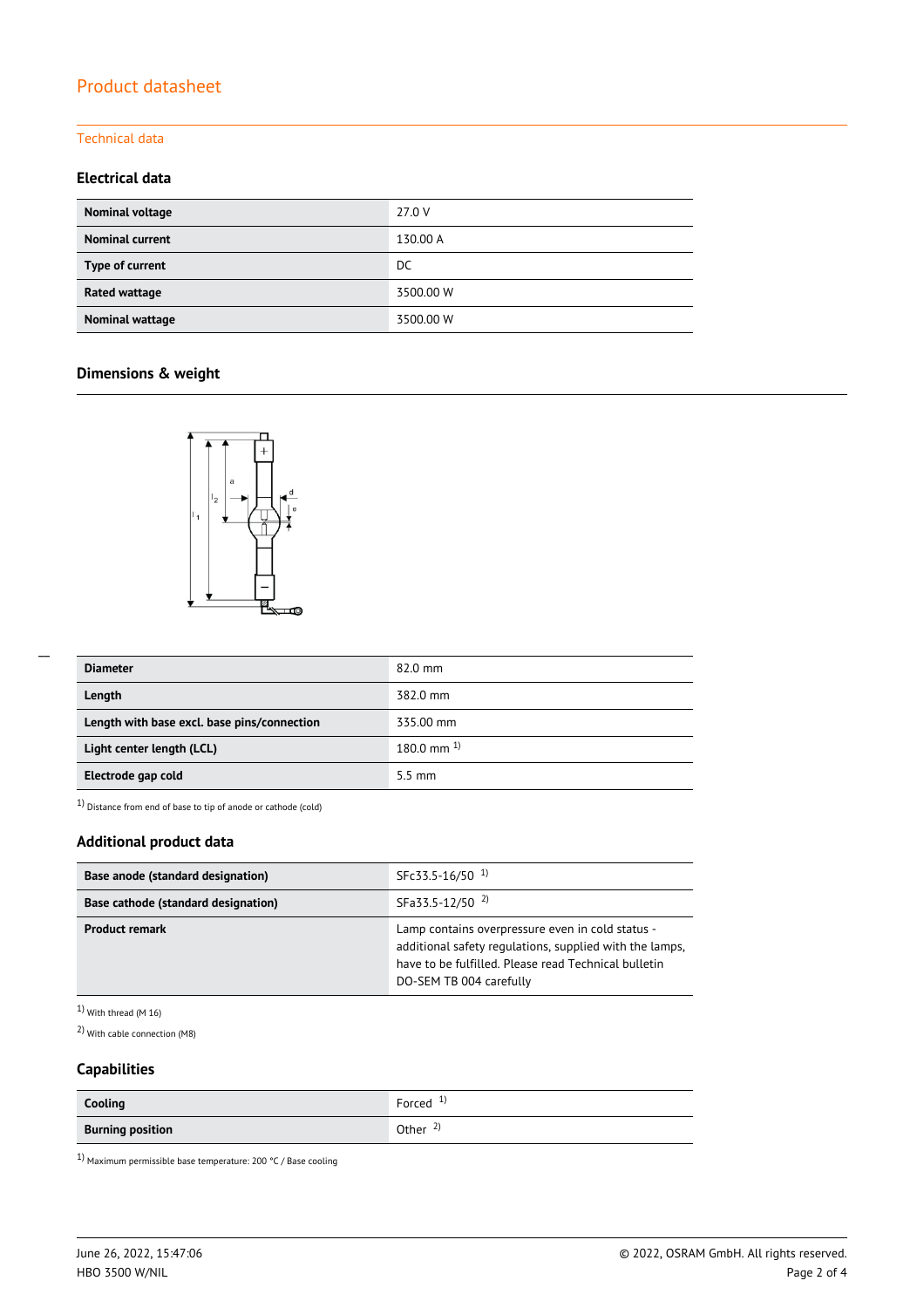## Product datasheet

### Technical data

#### Electrical data

| | |
|---|---|
| **Nominal voltage** | 27.0 V |
| **Nominal current** | 130.00 A |
| **Type of current** | DC |
| **Rated wattage** | 3500.00 W |
| **Nominal wattage** | 3500.00 W |

#### Dimensions & weight

| | |
|---|---|
| **Diameter** | 82.0 mm |
| **Length** | 382.0 mm |
| **Length with base excl. base pins/connection** | 335.00 mm |
| **Light center length (LCL)** | 180.0 mm [1] |
| **Electrode gap cold** | 5.5 mm |

[1] Distance from end of base to tip of anode or cathode (cold)

#### Additional product data

| | |
|---|---|
| **Base anode (standard designation)** | SFc33.5-16/50 [1] |
| **Base cathode (standard designation)** | SFa33.5-12/50 [2] |
| **Product remark** | Lamp contains overpressure even in cold status - additional safety regulations, supplied with the lamps, have to be fulfilled. Please read Technical bulletin DO-SEM TB 004 carefully |

[1] With thread (M 16)

[2] With cable connection (M8)

#### Capabilities

| | |
|---|---|
| **Cooling** | Forced [1] |
| **Burning position** | Other [2] |

[1] Maximum permissible base temperature: 200 °C / Base cooling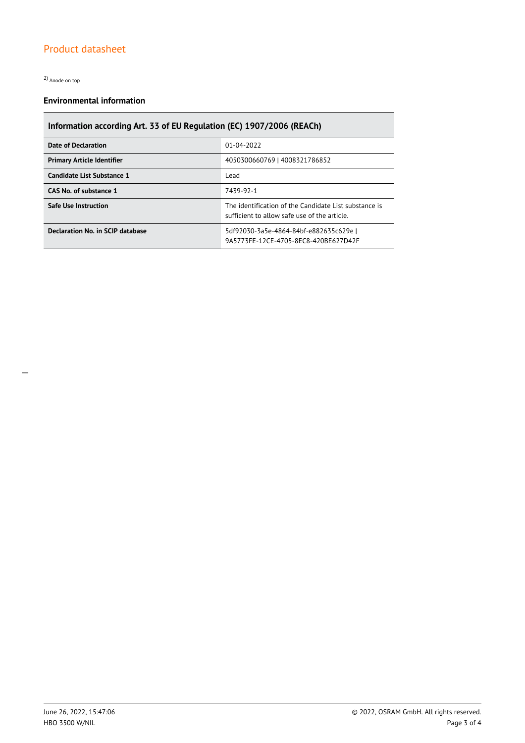[2] Anode on top

### Environmental information

| Information according Art. 33 of EU Regulation (EC) 1907/2006 (REACh) | |
|---|---|
| **Date of Declaration** | 01-04-2022 |
| **Primary Article Identifier** | 4050300660769 \| 4008321786852 |
| **Candidate List Substance 1** | Lead |
| **CAS No. of substance 1** | 7439-92-1 |
| **Safe Use Instruction** | The identification of the Candidate List substance is sufficient to allow safe use of the article. |
| **Declaration No. in SCIP database** | 5df92030-3a5e-4864-84bf-e882635c629e \| 9A5773FE-12CE-4705-8EC8-420BE627D42F |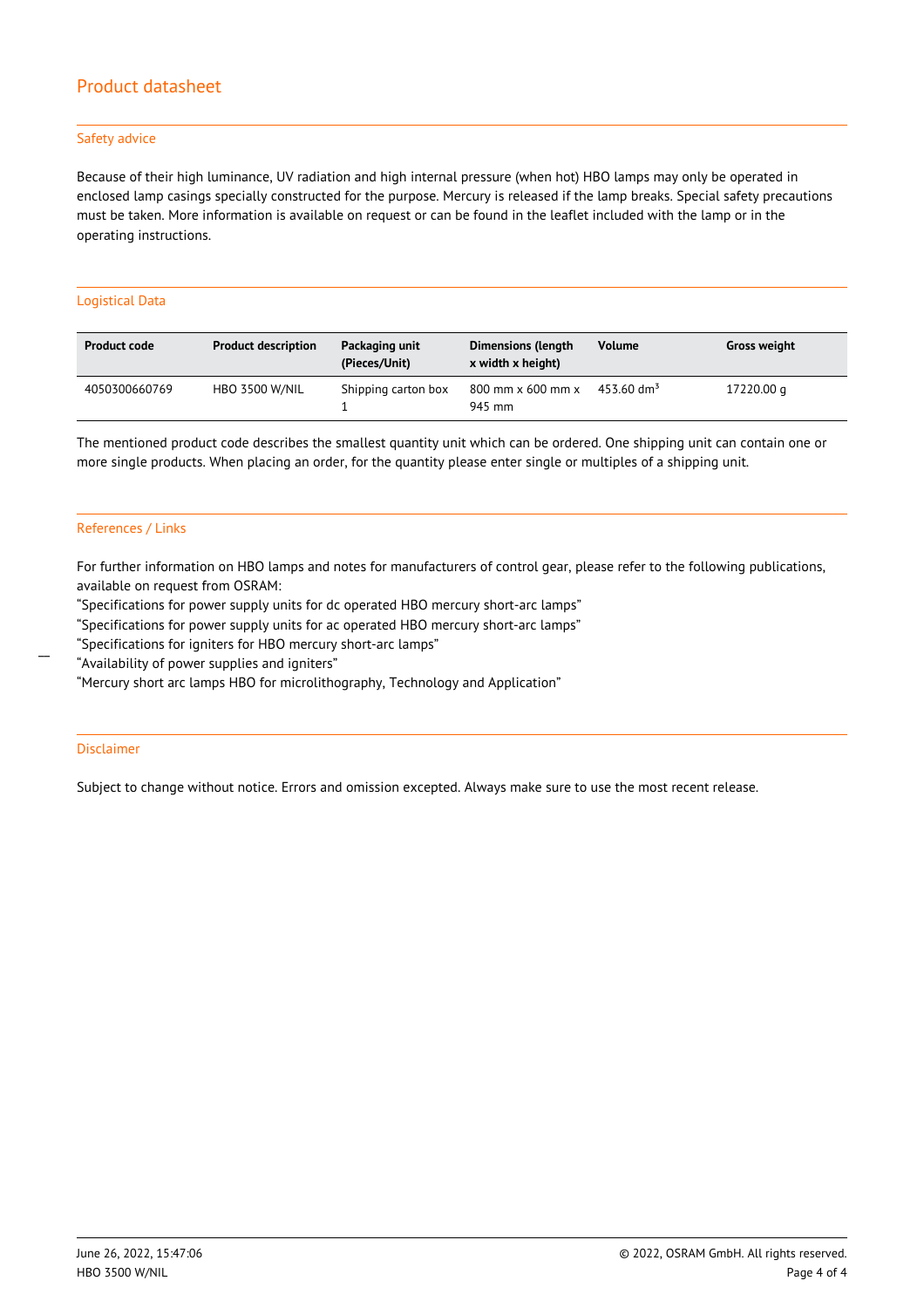# Product datasheet

## Safety advice

Because of their high luminance, UV radiation and high internal pressure (when hot) HBO lamps may only be operated in enclosed lamp casings specially constructed for the purpose. Mercury is released if the lamp breaks. Special safety precautions must be taken. More information is available on request or can be found in the leaflet included with the lamp or in the operating instructions.

## Logistical Data

| Product code | Product description | Packaging unit (Pieces/Unit) | Dimensions (length x width x height) | Volume | Gross weight |
|---|---|---|---|---|---|
| 4050300660769 | HBO 3500 W/NIL | Shipping carton box 1 | 800 mm x 600 mm x 945 mm | 453.60 $dm^3$ | 17220.00 g |

The mentioned product code describes the smallest quantity which can be ordered. One shipping unit can contain one or more single products. When placing an order, for the quantity please enter single or multiples of a shipping unit.

## References / Links

For further information on HBO lamps and notes for manufacturers of control gear, please refer to the following publications, available on request from OSRAM:
"Specifications for power supply units for dc operated HBO mercury short-arc lamps"
"Specifications for power supply units for ac operated HBO mercury short-arc lamps"
"Specifications for igniters for HBO mercury short-arc lamps"
"Availability of power supplies and igniters"
"Mercury short arc lamps HBO for microlithography, Technology and Application"

## Disclaimer

Subject to change without notice. Errors and omission excepted. Always make sure to use the most recent release.